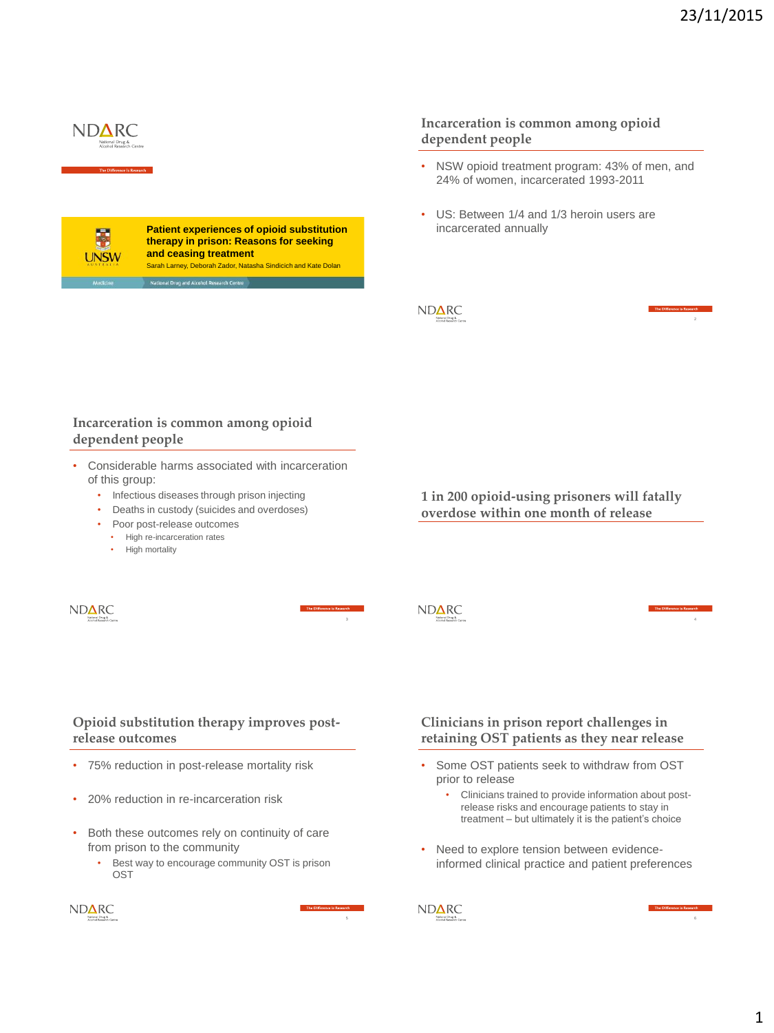# Patient experiences of opioid substitution therapy in prison: Reasons for seeking and ceasing treatment

Sarah Larney, Deborah Zador, Natasha Sindicich and Kate Dolan

## Incarceration is common among opioid dependent people

- NSW opioid treatment program: 43% of men, and 24% of women, incarcerated 1993-2011
- US: Between 1/4 and 1/3 heroin users are incarcerated annually

## Incarceration is common among opioid dependent people

- Considerable harms associated with incarceration of this group:
  - Infectious diseases through prison injecting
  - Deaths in custody (suicides and overdoses)
  - Poor post-release outcomes
    - High re-incarceration rates
    - High mortality

## 1 in 200 opioid-using prisoners will fatally overdose within one month of release

## Opioid substitution therapy improves post-release outcomes

- 75% reduction in post-release mortality risk
- 20% reduction in re-incarceration risk
- Both these outcomes rely on continuity of care from prison to the community
  - Best way to encourage community OST is prison OST

## Clinicians in prison report challenges in retaining OST patients as they near release

- Some OST patients seek to withdraw from OST prior to release
  - Clinicians trained to provide information about post-release risks and encourage patients to stay in treatment – but ultimately it is the patient's choice
- Need to explore tension between evidence-informed clinical practice and patient preferences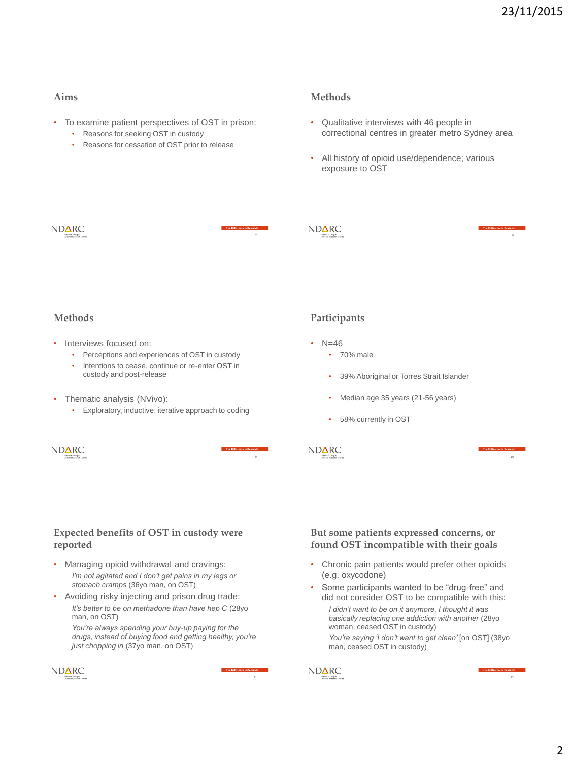## Aims

- To examine patient perspectives of OST in prison:
  - Reasons for seeking OST in custody
  - Reasons for cessation of OST prior to release

## Methods

- Qualitative interviews with 46 people in correctional centres in greater metro Sydney area
- All history of opioid use/dependence; various exposure to OST

## Methods

- Interviews focused on:
  - Perceptions and experiences of OST in custody
  - Intentions to cease, continue or re-enter OST in custody and post-release
- Thematic analysis (NVivo):
  - Exploratory, inductive, iterative approach to coding

## Participants

- N=46
  - 70% male
  - 39% Aboriginal or Torres Strait Islander
  - Median age 35 years (21-56 years)
  - 58% currently in OST

## Expected benefits of OST in custody were reported

- Managing opioid withdrawal and cravings:
  *I'm not agitated and I don't get pains in my legs or stomach cramps* (36yo man, on OST)
- Avoiding risky injecting and prison drug trade:
  *It's better to be on methadone than have hep C* (28yo man, on OST)
  *You're always spending your buy-up paying for the drugs, instead of buying food and getting healthy, you're just chopping in* (37yo man, on OST)

## But some patients expressed concerns, or found OST incompatible with their goals

- Chronic pain patients would prefer other opioids (e.g. oxycodone)
- Some participants wanted to be "drug-free" and did not consider OST to be compatible with this:
  *I didn't want to be on it anymore. I thought it was basically replacing one addiction with another* (28yo woman, ceased OST in custody)
  *You're saying 'I don't want to get clean'* [on OST] (38yo man, ceased OST in custody)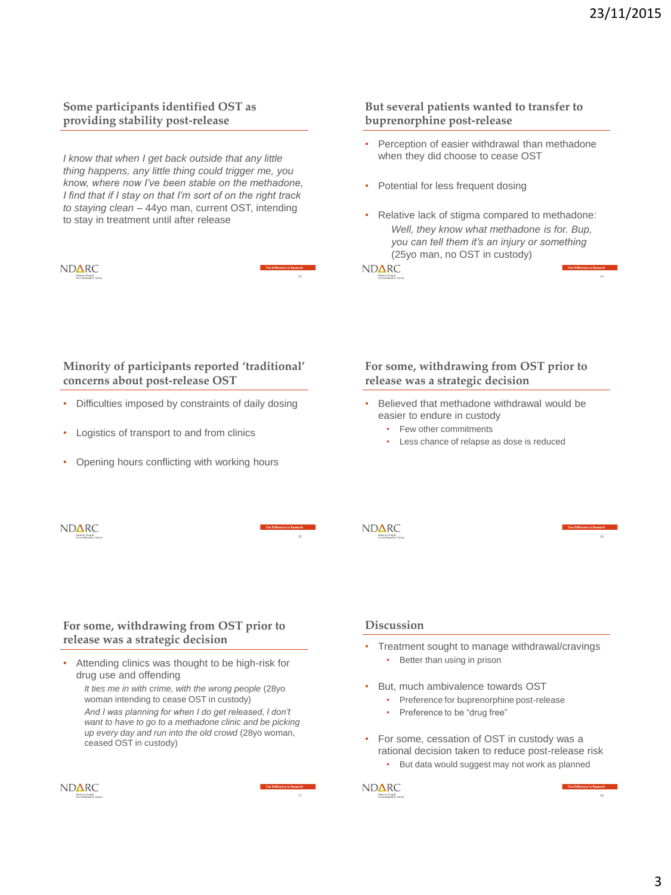## Some participants identified OST as providing stability post-release

*I know that when I get back outside that any little thing happens, any little thing could trigger me, you know, where now I've been stable on the methadone, I find that if I stay on that I'm sort of on the right track to staying clean* – 44yo man, current OST, intending to stay in treatment until after release

## But several patients wanted to transfer to buprenorphine post-release

- Perception of easier withdrawal than methadone when they did choose to cease OST
- Potential for less frequent dosing
- Relative lack of stigma compared to methadone:
  *Well, they know what methadone is for. Bup, you can tell them it's an injury or something* (25yo man, no OST in custody)

## Minority of participants reported 'traditional' concerns about post-release OST

- Difficulties imposed by constraints of daily dosing
- Logistics of transport to and from clinics
- Opening hours conflicting with working hours

## For some, withdrawing from OST prior to release was a strategic decision

- Believed that methadone withdrawal would be easier to endure in custody
  - Few other commitments
  - Less chance of relapse as dose is reduced

## For some, withdrawing from OST prior to release was a strategic decision

- Attending clinics was thought to be high-risk for drug use and offending
  *It ties me in with crime, with the wrong people* (28yo woman intending to cease OST in custody)
  *And I was planning for when I do get released, I don't want to have to go to a methadone clinic and be picking up every day and run into the old crowd* (28yo woman, ceased OST in custody)

## Discussion

- Treatment sought to manage withdrawal/cravings
  - Better than using in prison
- But, much ambivalence towards OST
  - Preference for buprenorphine post-release
  - Preference to be "drug free"
- For some, cessation of OST in custody was a rational decision taken to reduce post-release risk
  - But data would suggest may not work as planned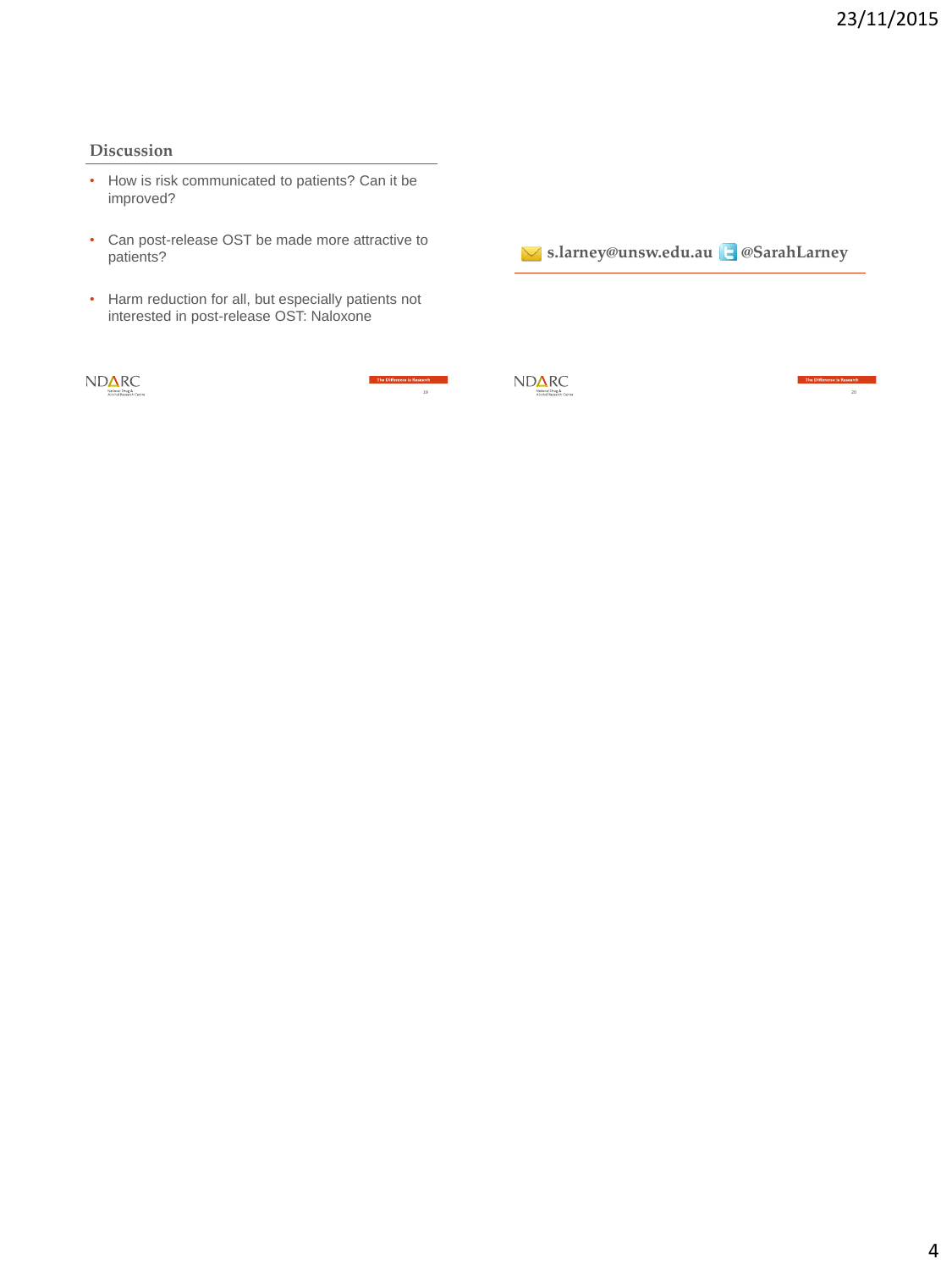## Discussion

- How is risk communicated to patients? Can it be improved?
- Can post-release OST be made more attractive to patients?
- Harm reduction for all, but especially patients not interested in post-release OST: Naloxone

s.larney@unsw.edu.au @SarahLarney